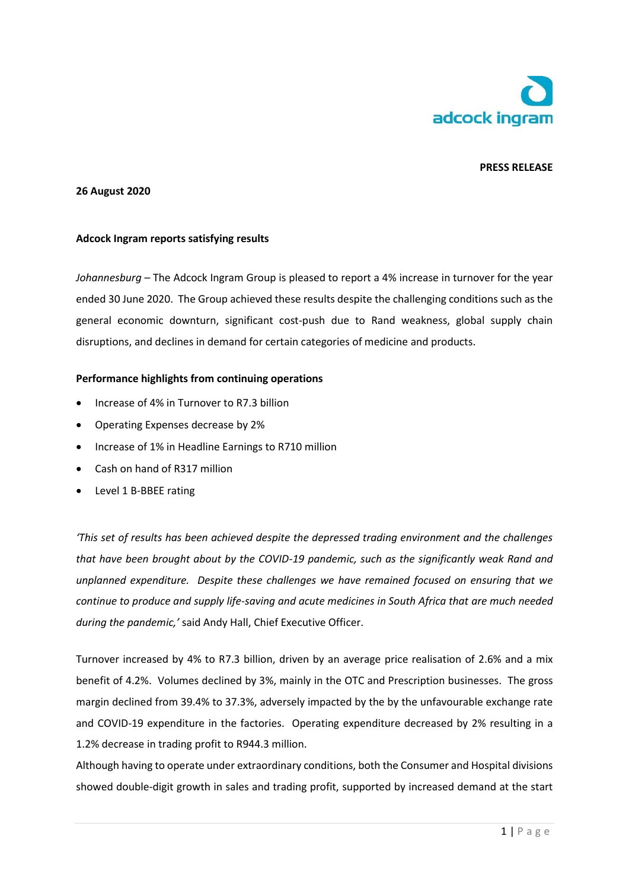**PRESS RELEASE**

**26 August 2020**

**Adcock Ingram reports satisfying results**

*Johannesburg* – The Adcock Ingram Group is pleased to report a 4% increase in turnover for the year ended 30 June 2020. The Group achieved these results despite the challenging conditions such as the general economic downturn, significant cost-push due to Rand weakness, global supply chain disruptions, and declines in demand for certain categories of medicine and products.

**Performance highlights from continuing operations**

- Increase of 4% in Turnover to R7.3 billion
- Operating Expenses decrease by 2%
- Increase of 1% in Headline Earnings to R710 million
- Cash on hand of R317 million
- Level 1 B-BBEE rating

*'This set of results has been achieved despite the depressed trading environment and the challenges that have been brought about by the COVID-19 pandemic, such as the significantly weak Rand and unplanned expenditure. Despite these challenges we have remained focused on ensuring that we continue to produce and supply life-saving and acute medicines in South Africa that are much needed during the pandemic,'* said Andy Hall, Chief Executive Officer.

Turnover increased by 4% to R7.3 billion, driven by an average price realisation of 2.6% and a mix benefit of 4.2%. Volumes declined by 3%, mainly in the OTC and Prescription businesses. The gross margin declined from 39.4% to 37.3%, adversely impacted by the by the unfavourable exchange rate and COVID-19 expenditure in the factories. Operating expenditure decreased by 2% resulting in a 1.2% decrease in trading profit to R944.3 million.

Although having to operate under extraordinary conditions, both the Consumer and Hospital divisions showed double-digit growth in sales and trading profit, supported by increased demand at the start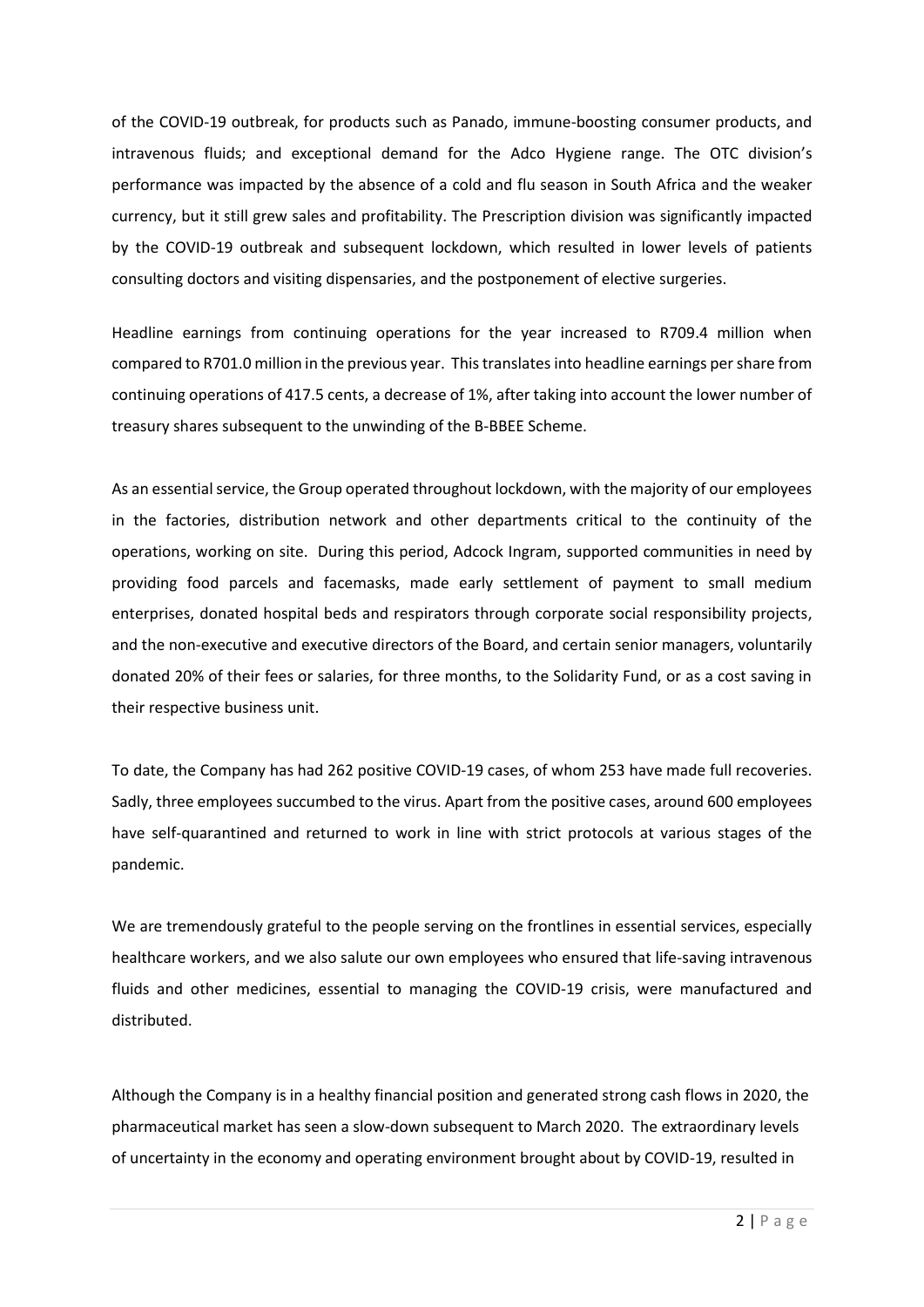of the COVID-19 outbreak, for products such as Panado, immune-boosting consumer products, and intravenous fluids; and exceptional demand for the Adco Hygiene range. The OTC division's performance was impacted by the absence of a cold and flu season in South Africa and the weaker currency, but it still grew sales and profitability. The Prescription division was significantly impacted by the COVID-19 outbreak and subsequent lockdown, which resulted in lower levels of patients consulting doctors and visiting dispensaries, and the postponement of elective surgeries.

Headline earnings from continuing operations for the year increased to R709.4 million when compared to R701.0 million in the previous year. This translates into headline earnings per share from continuing operations of 417.5 cents, a decrease of 1%, after taking into account the lower number of treasury shares subsequent to the unwinding of the B-BBEE Scheme.

As an essential service, the Group operated throughout lockdown, with the majority of our employees in the factories, distribution network and other departments critical to the continuity of the operations, working on site. During this period, Adcock Ingram, supported communities in need by providing food parcels and facemasks, made early settlement of payment to small medium enterprises, donated hospital beds and respirators through corporate social responsibility projects, and the non-executive and executive directors of the Board, and certain senior managers, voluntarily donated 20% of their fees or salaries, for three months, to the Solidarity Fund, or as a cost saving in their respective business unit.

To date, the Company has had 262 positive COVID-19 cases, of whom 253 have made full recoveries. Sadly, three employees succumbed to the virus. Apart from the positive cases, around 600 employees have self-quarantined and returned to work in line with strict protocols at various stages of the pandemic.

We are tremendously grateful to the people serving on the frontlines in essential services, especially healthcare workers, and we also salute our own employees who ensured that life-saving intravenous fluids and other medicines, essential to managing the COVID-19 crisis, were manufactured and distributed.

Although the Company is in a healthy financial position and generated strong cash flows in 2020, the pharmaceutical market has seen a slow-down subsequent to March 2020. The extraordinary levels of uncertainty in the economy and operating environment brought about by COVID-19, resulted in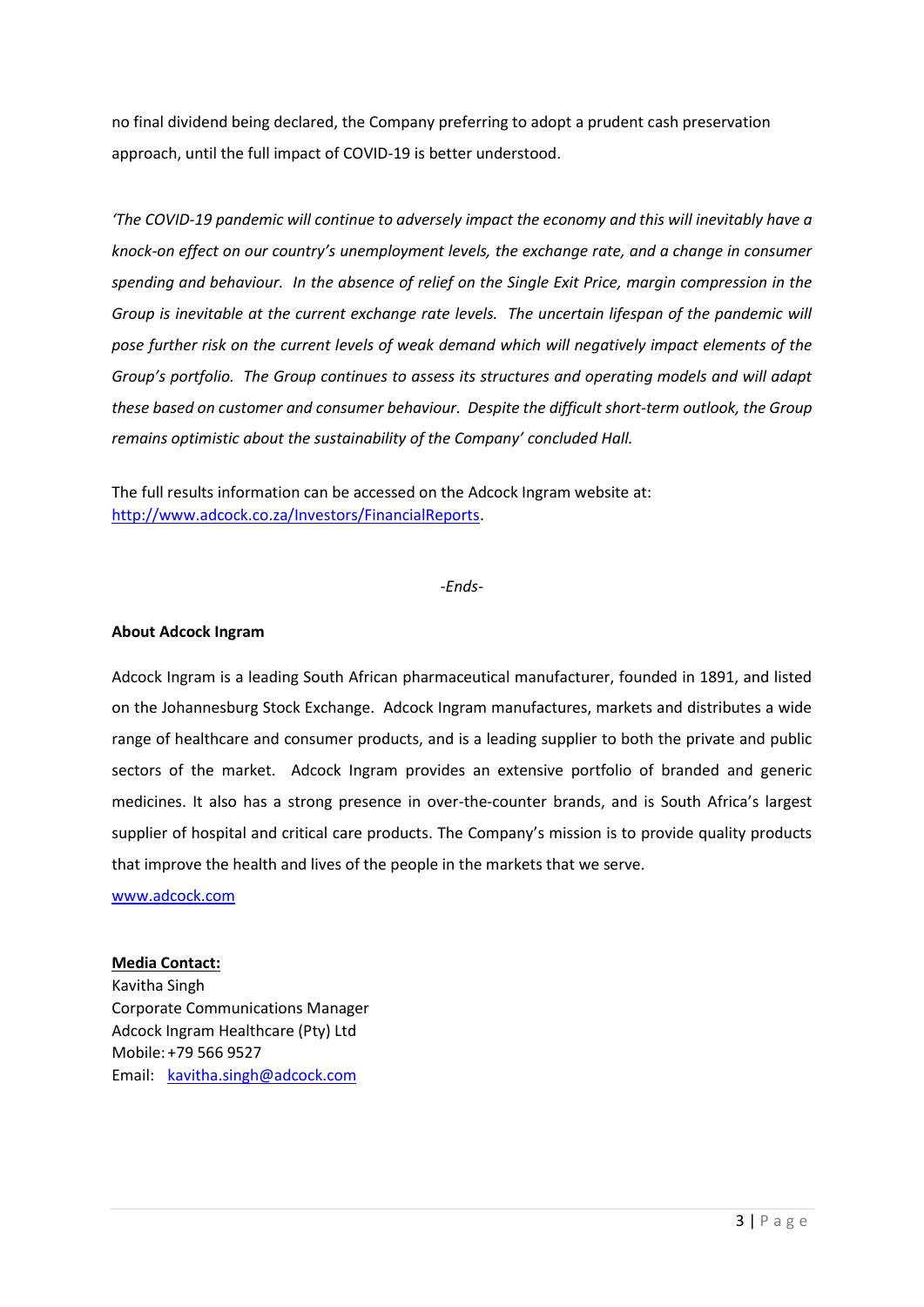no final dividend being declared, the Company preferring to adopt a prudent cash preservation approach, until the full impact of COVID-19 is better understood.

*'The COVID-19 pandemic will continue to adversely impact the economy and this will inevitably have a knock-on effect on our country's unemployment levels, the exchange rate, and a change in consumer spending and behaviour. In the absence of relief on the Single Exit Price, margin compression in the Group is inevitable at the current exchange rate levels. The uncertain lifespan of the pandemic will pose further risk on the current levels of weak demand which will negatively impact elements of the Group's portfolio. The Group continues to assess its structures and operating models and will adapt these based on customer and consumer behaviour. Despite the difficult short-term outlook, the Group remains optimistic about the sustainability of the Company' concluded Hall.*

The full results information can be accessed on the Adcock Ingram website at: http://www.adcock.co.za/Investors/FinancialReports.

*-Ends-*

**About Adcock Ingram**

Adcock Ingram is a leading South African pharmaceutical manufacturer, founded in 1891, and listed on the Johannesburg Stock Exchange. Adcock Ingram manufactures, markets and distributes a wide range of healthcare and consumer products, and is a leading supplier to both the private and public sectors of the market. Adcock Ingram provides an extensive portfolio of branded and generic medicines. It also has a strong presence in over-the-counter brands, and is South Africa's largest supplier of hospital and critical care products. The Company's mission is to provide quality products that improve the health and lives of the people in the markets that we serve.

www.adcock.com

**Media Contact:**
Kavitha Singh
Corporate Communications Manager
Adcock Ingram Healthcare (Pty) Ltd
Mobile: +79 566 9527
Email: kavitha.singh@adcock.com